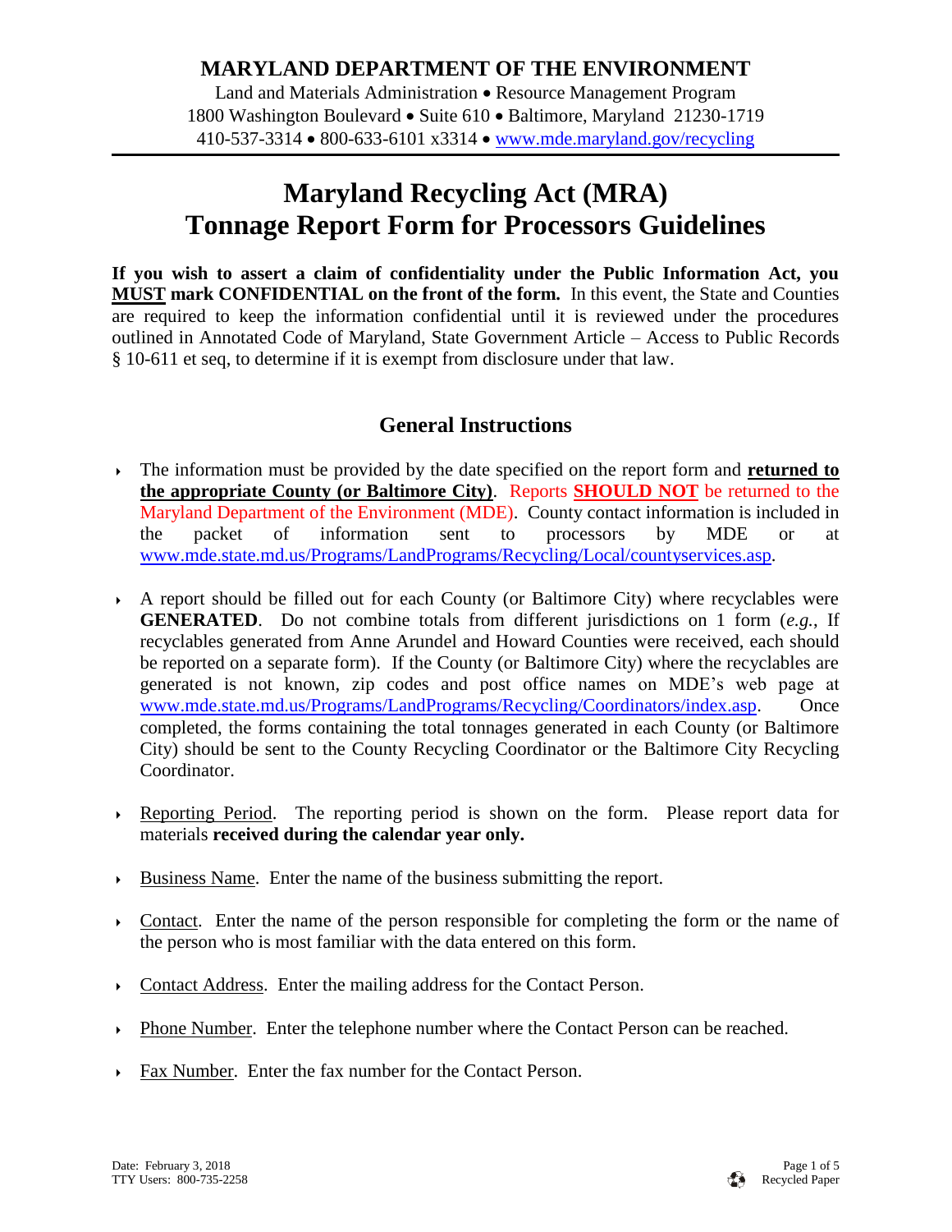**MARYLAND DEPARTMENT OF THE ENVIRONMENT**

Land and Materials Administration • Resource Management Program
1800 Washington Boulevard • Suite 610 • Baltimore, Maryland 21230-1719
410-537-3314 • 800-633-6101 x3314 • www.mde.maryland.gov/recycling

# Maryland Recycling Act (MRA) Tonnage Report Form for Processors Guidelines

**If you wish to assert a claim of confidentiality under the Public Information Act, you MUST mark CONFIDENTIAL on the front of the form.** In this event, the State and Counties are required to keep the information confidential until it is reviewed under the procedures outlined in Annotated Code of Maryland, State Government Article – Access to Public Records § 10-611 et seq, to determine if it is exempt from disclosure under that law.

## General Instructions

- The information must be provided by the date specified on the report form and **returned to the appropriate County (or Baltimore City)**. Reports **SHOULD NOT** be returned to the Maryland Department of the Environment (MDE). County contact information is included in the packet of information sent to processors by MDE or at www.mde.state.md.us/Programs/LandPrograms/Recycling/Local/countyservices.asp.

- A report should be filled out for each County (or Baltimore City) where recyclables were **GENERATED**. Do not combine totals from different jurisdictions on 1 form (*e.g.*, If recyclables generated from Anne Arundel and Howard Counties were received, each should be reported on a separate form). If the County (or Baltimore City) where the recyclables are generated is not known, zip codes and post office names on MDE's web page at www.mde.state.md.us/Programs/LandPrograms/Recycling/Coordinators/index.asp. Once completed, the forms containing the total tonnages generated in each County (or Baltimore City) should be sent to the County Recycling Coordinator or the Baltimore City Recycling Coordinator.

- Reporting Period. The reporting period is shown on the form. Please report data for materials **received during the calendar year only.**

- Business Name. Enter the name of the business submitting the report.

- Contact. Enter the name of the person responsible for completing the form or the name of the person who is most familiar with the data entered on this form.

- Contact Address. Enter the mailing address for the Contact Person.

- Phone Number. Enter the telephone number where the Contact Person can be reached.

- Fax Number. Enter the fax number for the Contact Person.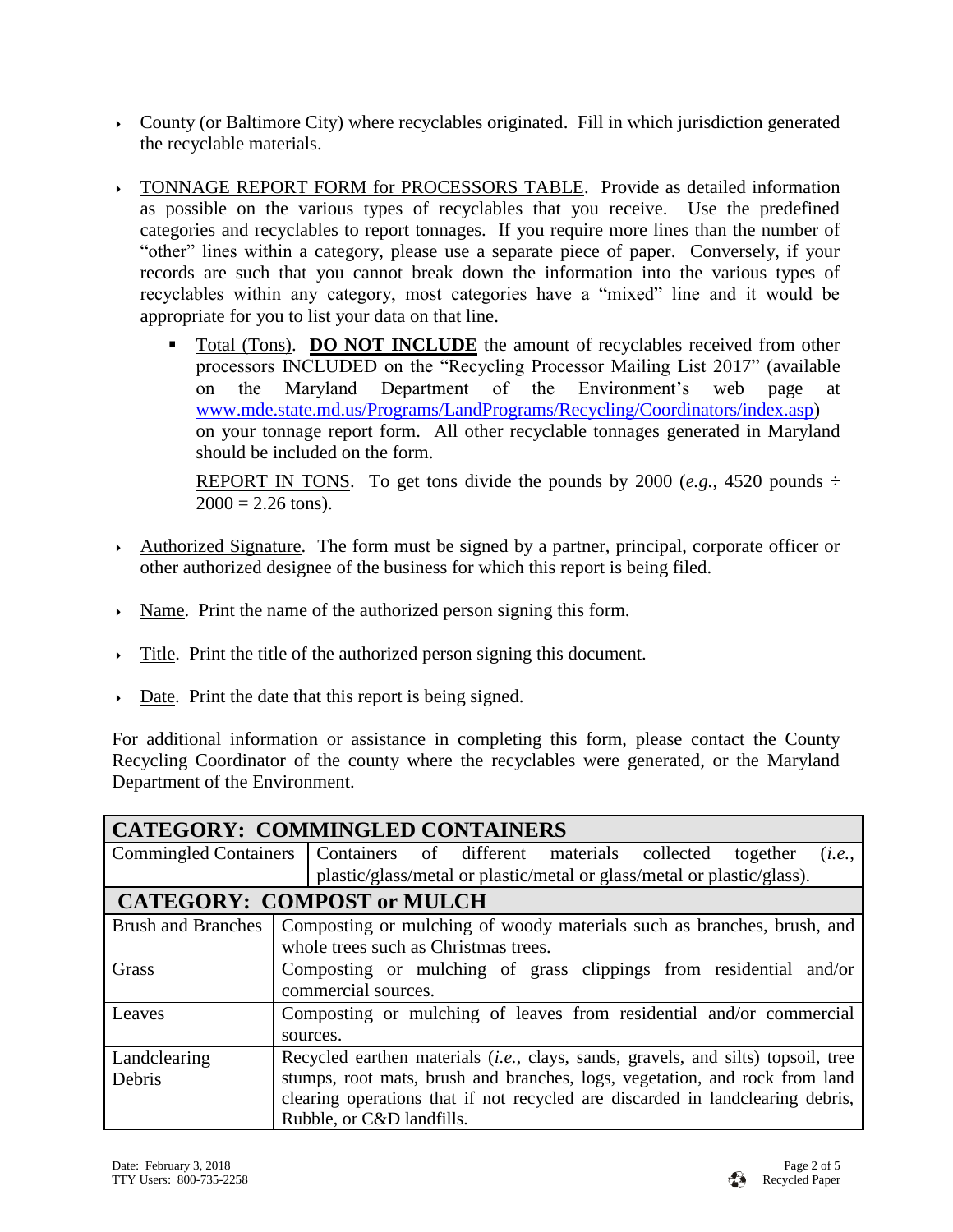- County (or Baltimore City) where recyclables originated. Fill in which jurisdiction generated the recyclable materials.

- TONNAGE REPORT FORM for PROCESSORS TABLE. Provide as detailed information as possible on the various types of recyclables that you receive. Use the predefined categories and recyclables to report tonnages. If you require more lines than the number of "other" lines within a category, please use a separate piece of paper. Conversely, if your records are such that you cannot break down the information into the various types of recyclables within any category, most categories have a "mixed" line and it would be appropriate for you to list your data on that line.

  - Total (Tons). **DO NOT INCLUDE** the amount of recyclables received from other processors INCLUDED on the "Recycling Processor Mailing List 2017" (available on the Maryland Department of the Environment's web page at www.mde.state.md.us/Programs/LandPrograms/Recycling/Coordinators/index.asp) on your tonnage report form. All other recyclable tonnages generated in Maryland should be included on the form.

    REPORT IN TONS. To get tons divide the pounds by 2000 (*e.g.*, 4520 pounds ÷ 2000 = 2.26 tons).

- Authorized Signature. The form must be signed by a partner, principal, corporate officer or other authorized designee of the business for which this report is being filed.

- Name. Print the name of the authorized person signing this form.

- Title. Print the title of the authorized person signing this document.

- Date. Print the date that this report is being signed.

For additional information or assistance in completing this form, please contact the County Recycling Coordinator of the county where the recyclables were generated, or the Maryland Department of the Environment.

| **CATEGORY: COMMINGLED CONTAINERS** | |
|---|---|
| Commingled Containers | Containers of different materials collected together (*i.e.*, plastic/glass/metal or plastic/metal or glass/metal or plastic/glass). |

| **CATEGORY: COMPOST or MULCH** | |
|---|---|
| Brush and Branches | Composting or mulching of woody materials such as branches, brush, and whole trees such as Christmas trees. |
| Grass | Composting or mulching of grass clippings from residential and/or commercial sources. |
| Leaves | Composting or mulching of leaves from residential and/or commercial sources. |
| Landclearing Debris | Recycled earthen materials (*i.e.*, clays, sands, gravels, and silts) topsoil, tree stumps, root mats, brush and branches, logs, vegetation, and rock from land clearing operations that if not recycled are discarded in landclearing debris, Rubble, or C&D landfills. |

Date: February 3, 2018
TTY Users: 800-735-2258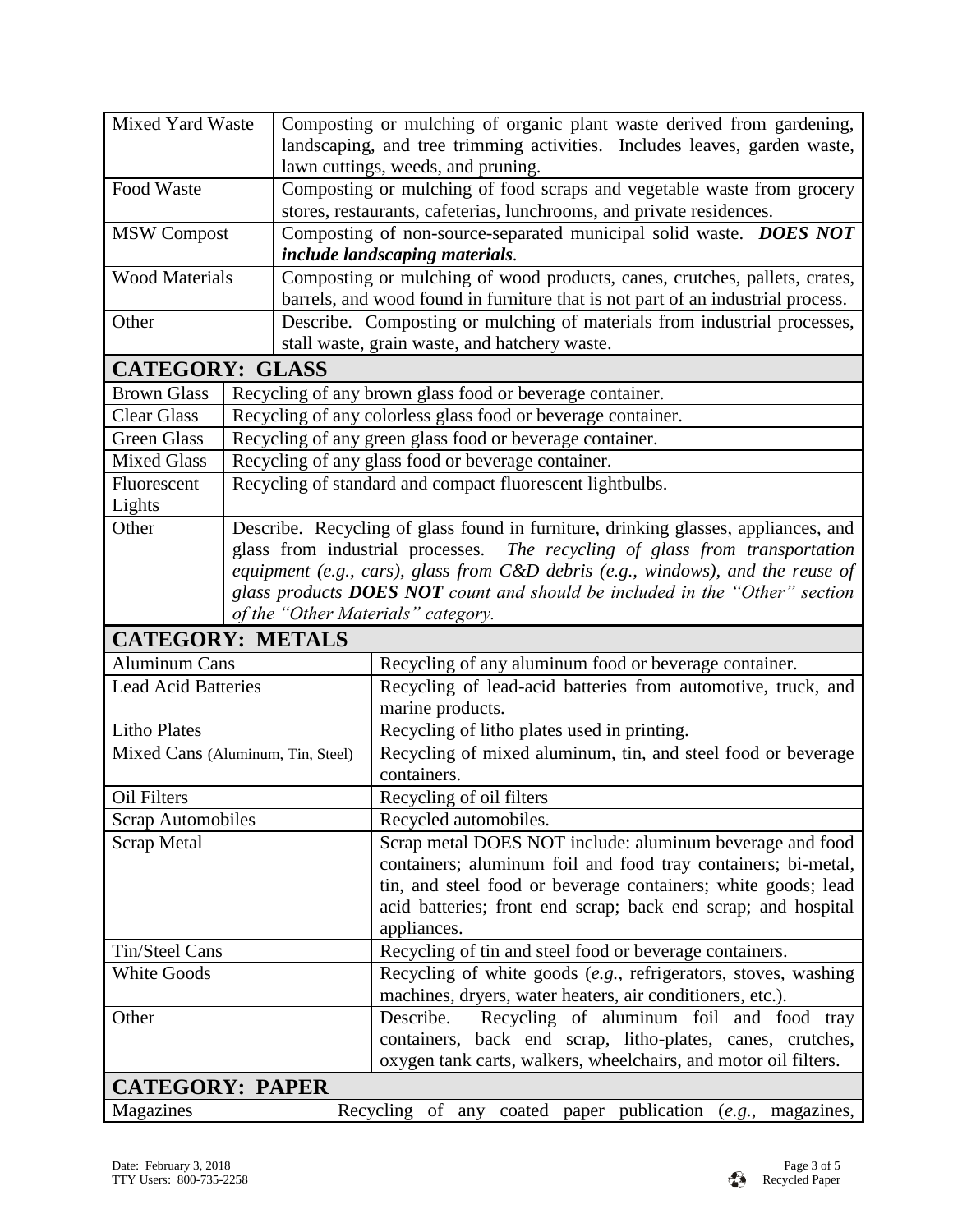| | |
|---|---|
| Mixed Yard Waste | Composting or mulching of organic plant waste derived from gardening, landscaping, and tree trimming activities. Includes leaves, garden waste, lawn cuttings, weeds, and pruning. |
| Food Waste | Composting or mulching of food scraps and vegetable waste from grocery stores, restaurants, cafeterias, lunchrooms, and private residences. |
| MSW Compost | Composting of non-source-separated municipal solid waste. ***DOES NOT include landscaping materials*.** |
| Wood Materials | Composting or mulching of wood products, canes, crutches, pallets, crates, barrels, and wood found in furniture that is not part of an industrial process. |
| Other | Describe. Composting or mulching of materials from industrial processes, stall waste, grain waste, and hatchery waste. |

## CATEGORY: GLASS

| | |
|---|---|
| Brown Glass | Recycling of any brown glass food or beverage container. |
| Clear Glass | Recycling of any colorless glass food or beverage container. |
| Green Glass | Recycling of any green glass food or beverage container. |
| Mixed Glass | Recycling of any glass food or beverage container. |
| Fluorescent Lights | Recycling of standard and compact fluorescent lightbulbs. |
| Other | Describe. Recycling of glass found in furniture, drinking glasses, appliances, and glass from industrial processes. *The recycling of glass from transportation equipment (e.g., cars), glass from C&D debris (e.g., windows), and the reuse of glass products **DOES NOT** count and should be included in the "Other" section of the "Other Materials" category.* |

## CATEGORY: METALS

| | |
|---|---|
| Aluminum Cans | Recycling of any aluminum food or beverage container. |
| Lead Acid Batteries | Recycling of lead-acid batteries from automotive, truck, and marine products. |
| Litho Plates | Recycling of litho plates used in printing. |
| Mixed Cans (Aluminum, Tin, Steel) | Recycling of mixed aluminum, tin, and steel food or beverage containers. |
| Oil Filters | Recycling of oil filters |
| Scrap Automobiles | Recycled automobiles. |
| Scrap Metal | Scrap metal DOES NOT include: aluminum beverage and food containers; aluminum foil and food tray containers; bi-metal, tin, and steel food or beverage containers; white goods; lead acid batteries; front end scrap; back end scrap; and hospital appliances. |
| Tin/Steel Cans | Recycling of tin and steel food or beverage containers. |
| White Goods | Recycling of white goods (*e.g.*, refrigerators, stoves, washing machines, dryers, water heaters, air conditioners, etc.). |
| Other | Describe. Recycling of aluminum foil and food tray containers, back end scrap, litho-plates, canes, crutches, oxygen tank carts, walkers, wheelchairs, and motor oil filters. |

## CATEGORY: PAPER

| | |
|---|---|
| Magazines | Recycling of any coated paper publication (*e.g.*, magazines, |

Date: February 3, 2018
TTY Users: 800-735-2258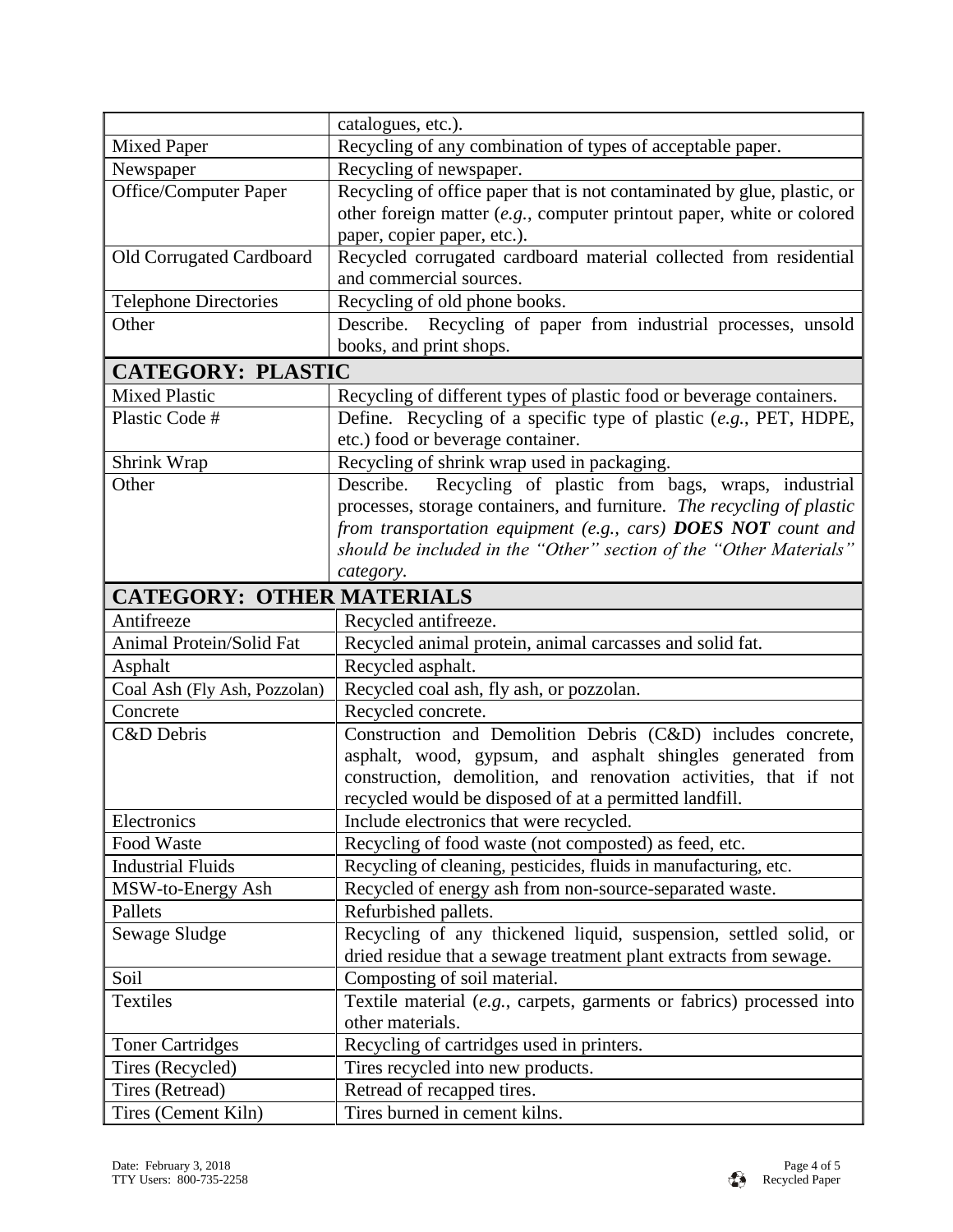| | |
|---|---|
| | catalogues, etc.). |
| Mixed Paper | Recycling of any combination of types of acceptable paper. |
| Newspaper | Recycling of newspaper. |
| Office/Computer Paper | Recycling of office paper that is not contaminated by glue, plastic, or other foreign matter (*e.g.*, computer printout paper, white or colored paper, copier paper, etc.). |
| Old Corrugated Cardboard | Recycled corrugated cardboard material collected from residential and commercial sources. |
| Telephone Directories | Recycling of old phone books. |
| Other | Describe. Recycling of paper from industrial processes, unsold books, and print shops. |
| **CATEGORY: PLASTIC** | |
| Mixed Plastic | Recycling of different types of plastic food or beverage containers. |
| Plastic Code # | Define. Recycling of a specific type of plastic (*e.g.*, PET, HDPE, etc.) food or beverage container. |
| Shrink Wrap | Recycling of shrink wrap used in packaging. |
| Other | Describe. Recycling of plastic from bags, wraps, industrial processes, storage containers, and furniture. *The recycling of plastic from transportation equipment (e.g., cars)* ***DOES NOT*** *count and should be included in the "Other" section of the "Other Materials" category.* |
| **CATEGORY: OTHER MATERIALS** | |
| Antifreeze | Recycled antifreeze. |
| Animal Protein/Solid Fat | Recycled animal protein, animal carcasses and solid fat. |
| Asphalt | Recycled asphalt. |
| Coal Ash (Fly Ash, Pozzolan) | Recycled coal ash, fly ash, or pozzolan. |
| Concrete | Recycled concrete. |
| C&D Debris | Construction and Demolition Debris (C&D) includes concrete, asphalt, wood, gypsum, and asphalt shingles generated from construction, demolition, and renovation activities, that if not recycled would be disposed of at a permitted landfill. |
| Electronics | Include electronics that were recycled. |
| Food Waste | Recycling of food waste (not composted) as feed, etc. |
| Industrial Fluids | Recycling of cleaning, pesticides, fluids in manufacturing, etc. |
| MSW-to-Energy Ash | Recycled of energy ash from non-source-separated waste. |
| Pallets | Refurbished pallets. |
| Sewage Sludge | Recycling of any thickened liquid, suspension, settled solid, or dried residue that a sewage treatment plant extracts from sewage. |
| Soil | Composting of soil material. |
| Textiles | Textile material (*e.g.*, carpets, garments or fabrics) processed into other materials. |
| Toner Cartridges | Recycling of cartridges used in printers. |
| Tires (Recycled) | Tires recycled into new products. |
| Tires (Retread) | Retread of recapped tires. |
| Tires (Cement Kiln) | Tires burned in cement kilns. |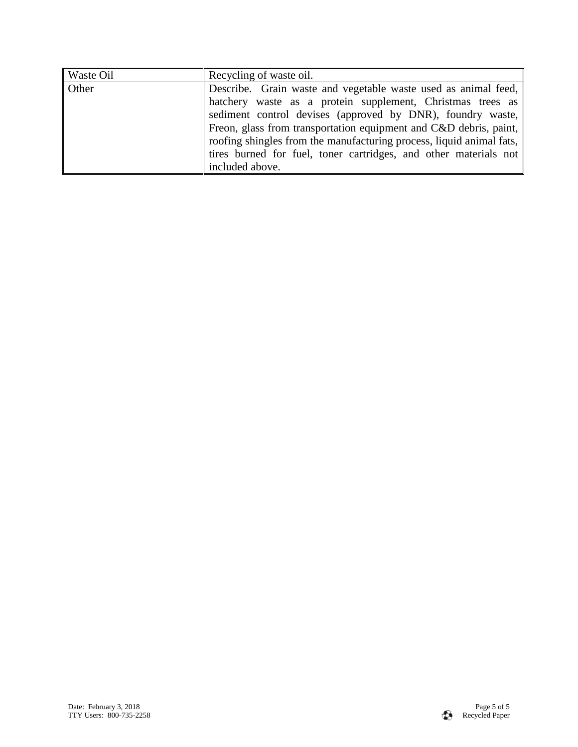| | |
|---|---|
| Waste Oil | Recycling of waste oil. |
| Other | Describe. Grain waste and vegetable waste used as animal feed, hatchery waste as a protein supplement, Christmas trees as sediment control devises (approved by DNR), foundry waste, Freon, glass from transportation equipment and C&D debris, paint, roofing shingles from the manufacturing process, liquid animal fats, tires burned for fuel, toner cartridges, and other materials not included above. |

Date: February 3, 2018
TTY Users: 800-735-2258

Recycled Paper